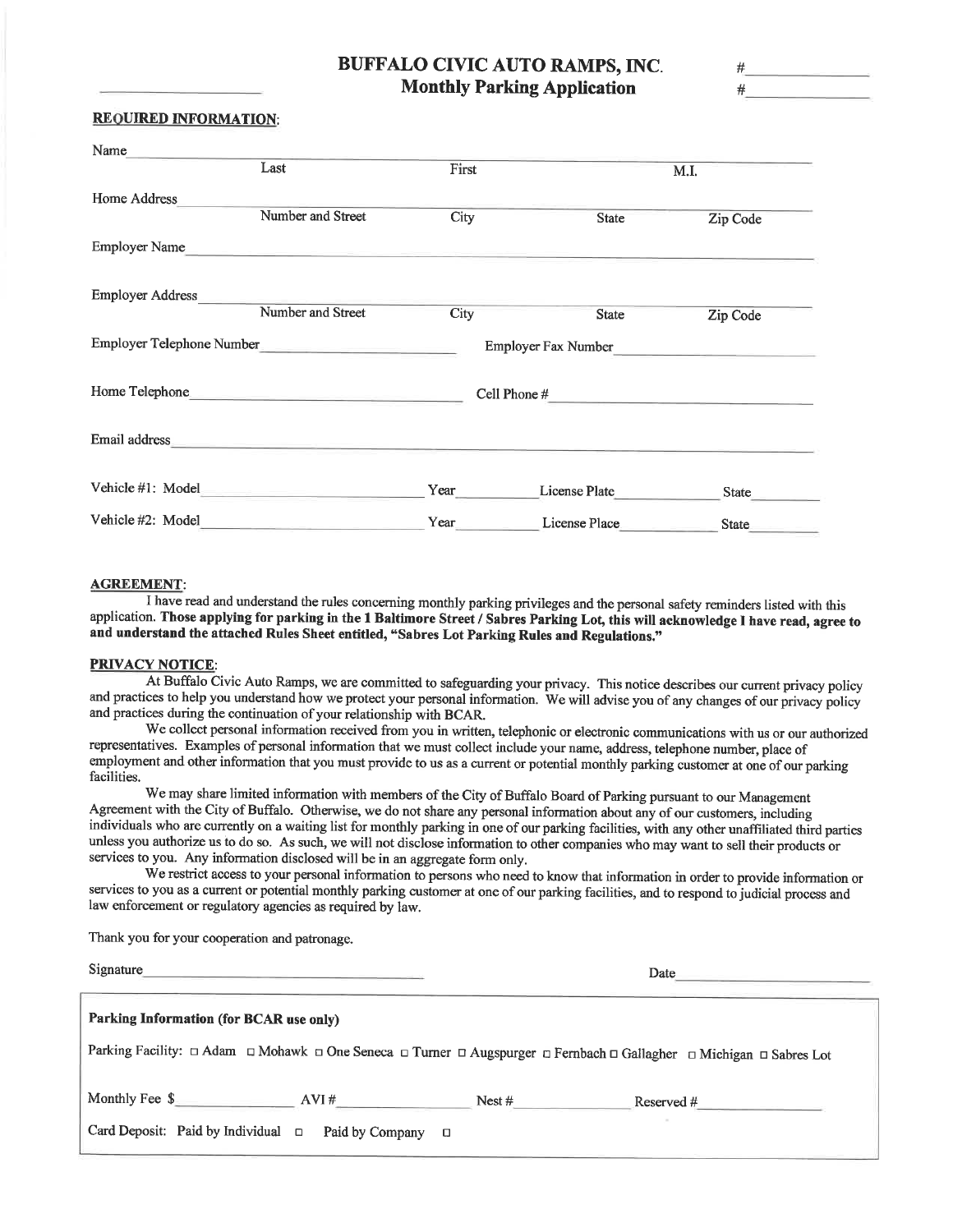# BUFFALO CIVIC AUTO RAMPS, INC.
## Monthly Parking Application

_____________________ #_____________
#_____________

**REQUIRED INFORMATION**:

Name ____________________________________________
Last First M.I.

Home Address ____________________________________________
Number and Street City State Zip Code

Employer Name ____________________________________________

Employer Address ____________________________________________
Number and Street City State Zip Code

Employer Telephone Number ______________________ Employer Fax Number ______________________

Home Telephone ______________________ Cell Phone # ______________________

Email address ____________________________________________

Vehicle #1: Model ______________ Year ________ License Plate ____________ State ________

Vehicle #2: Model ______________ Year ________ License Place ____________ State ________

**AGREEMENT**:

I have read and understand the rules concerning monthly parking privileges and the personal safety reminders listed with this application. **Those applying for parking in the 1 Baltimore Street / Sabres Parking Lot, this will acknowledge I have read, agree to and understand the attached Rules Sheet entitled, "Sabres Lot Parking Rules and Regulations."**

**PRIVACY NOTICE**:

At Buffalo Civic Auto Ramps, we are committed to safeguarding your privacy. This notice describes our current privacy policy and practices to help you understand how we protect your personal information. We will advise you of any changes of our privacy policy and practices during the continuation of your relationship with BCAR.

We collect personal information received from you in written, telephonic or electronic communications with us or our authorized representatives. Examples of personal information that we must collect include your name, address, telephone number, place of employment and other information that you must provide to us as a current or potential monthly parking customer at one of our parking facilities.

We may share limited information with members of the City of Buffalo Board of Parking pursuant to our Management Agreement with the City of Buffalo. Otherwise, we do not share any personal information about any of our customers, including individuals who are currently on a waiting list for monthly parking in one of our parking facilities, with any other unaffiliated third parties unless you authorize us to do so. As such, we will not disclose information to other companies who may want to sell their products or services to you. Any information disclosed will be in an aggregate form only.

We restrict access to your personal information to persons who need to know that information in order to provide information or services to you as a current or potential monthly parking customer at one of our parking facilities, and to respond to judicial process and law enforcement or regulatory agencies as required by law.

Thank you for your cooperation and patronage.

Signature ______________________________ Date ______________________

---

**Parking Information (for BCAR use only)**

Parking Facility: □ Adam □ Mohawk □ One Seneca □ Turner □ Augspurger □ Fernbach □ Gallagher □ Michigan □ Sabres Lot

Monthly Fee $____________ AVI #____________ Nest #____________ Reserved #____________

Card Deposit: Paid by Individual □ Paid by Company □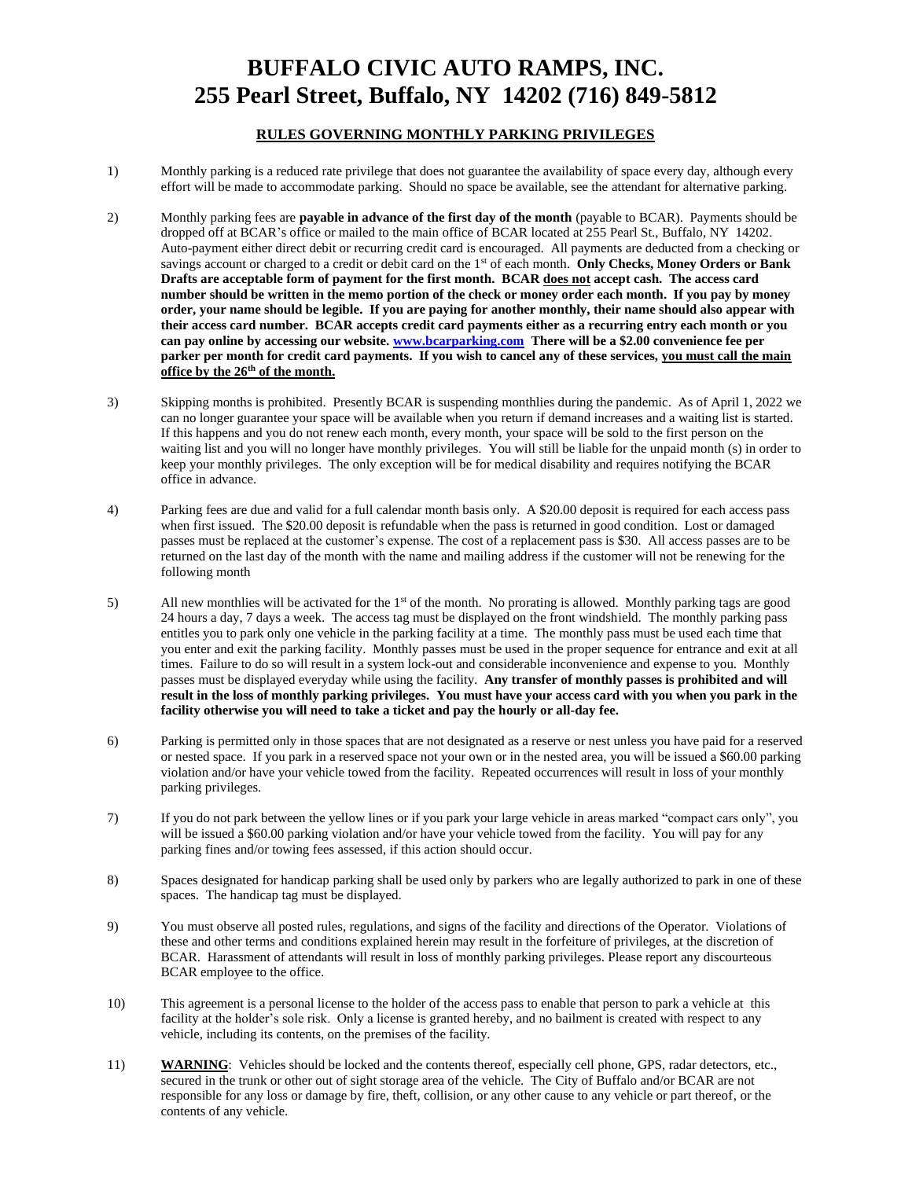# BUFFALO CIVIC AUTO RAMPS, INC.
# 255 Pearl Street, Buffalo, NY 14202 (716) 849-5812

## RULES GOVERNING MONTHLY PARKING PRIVILEGES

1) Monthly parking is a reduced rate privilege that does not guarantee the availability of space every day, although every effort will be made to accommodate parking. Should no space be available, see the attendant for alternative parking.

2) Monthly parking fees are **payable in advance of the first day of the month** (payable to BCAR). Payments should be dropped off at BCAR's office or mailed to the main office of BCAR located at 255 Pearl St., Buffalo, NY 14202. Auto-payment either direct debit or recurring credit card is encouraged. All payments are deducted from a checking or savings account or charged to a credit or debit card on the 1st of each month. **Only Checks, Money Orders or Bank Drafts are acceptable form of payment for the first month. BCAR does not accept cash. The access card number should be written in the memo portion of the check or money order each month. If you pay by money order, your name should be legible. If you are paying for another monthly, their name should also appear with their access card number. BCAR accepts credit card payments either as a recurring entry each month or you can pay online by accessing our website. [www.bcarparking.com](http://www.bcarparking.com) There will be a $2.00 convenience fee per parker per month for credit card payments. If you wish to cancel any of these services, you must call the main office by the 26th of the month.**

3) Skipping months is prohibited. Presently BCAR is suspending monthlies during the pandemic. As of April 1, 2022 we can no longer guarantee your space will be available when you return if demand increases and a waiting list is started. If this happens and you do not renew each month, every month, your space will be sold to the first person on the waiting list and you will no longer have monthly privileges. You will still be liable for the unpaid month (s) in order to keep your monthly privileges. The only exception will be for medical disability and requires notifying the BCAR office in advance.

4) Parking fees are due and valid for a full calendar month basis only. A $20.00 deposit is required for each access pass when first issued. The $20.00 deposit is refundable when the pass is returned in good condition. Lost or damaged passes must be replaced at the customer's expense. The cost of a replacement pass is $30. All access passes are to be returned on the last day of the month with the name and mailing address if the customer will not be renewing for the following month

5) All new monthlies will be activated for the 1st of the month. No prorating is allowed. Monthly parking tags are good 24 hours a day, 7 days a week. The access tag must be displayed on the front windshield. The monthly parking pass entitles you to park only one vehicle in the parking facility at a time. The monthly pass must be used each time that you enter and exit the parking facility. Monthly passes must be used in the proper sequence for entrance and exit at all times. Failure to do so will result in a system lock-out and considerable inconvenience and expense to you. Monthly passes must be displayed everyday while using the facility. **Any transfer of monthly passes is prohibited and will result in the loss of monthly parking privileges. You must have your access card with you when you park in the facility otherwise you will need to take a ticket and pay the hourly or all-day fee.**

6) Parking is permitted only in those spaces that are not designated as a reserve or nest unless you have paid for a reserved or nested space. If you park in a reserved space not your own or in the nested area, you will be issued a $60.00 parking violation and/or have your vehicle towed from the facility. Repeated occurrences will result in loss of your monthly parking privileges.

7) If you do not park between the yellow lines or if you park your large vehicle in areas marked "compact cars only", you will be issued a $60.00 parking violation and/or have your vehicle towed from the facility. You will pay for any parking fines and/or towing fees assessed, if this action should occur.

8) Spaces designated for handicap parking shall be used only by parkers who are legally authorized to park in one of these spaces. The handicap tag must be displayed.

9) You must observe all posted rules, regulations, and signs of the facility and directions of the Operator. Violations of these and other terms and conditions explained herein may result in the forfeiture of privileges, at the discretion of BCAR. Harassment of attendants will result in loss of monthly parking privileges. Please report any discourteous BCAR employee to the office.

10) This agreement is a personal license to the holder of the access pass to enable that person to park a vehicle at this facility at the holder's sole risk. Only a license is granted hereby, and no bailment is created with respect to any vehicle, including its contents, on the premises of the facility.

11) **WARNING**: Vehicles should be locked and the contents thereof, especially cell phone, GPS, radar detectors, etc., secured in the trunk or other out of sight storage area of the vehicle. The City of Buffalo and/or BCAR are not responsible for any loss or damage by fire, theft, collision, or any other cause to any vehicle or part thereof, or the contents of any vehicle.